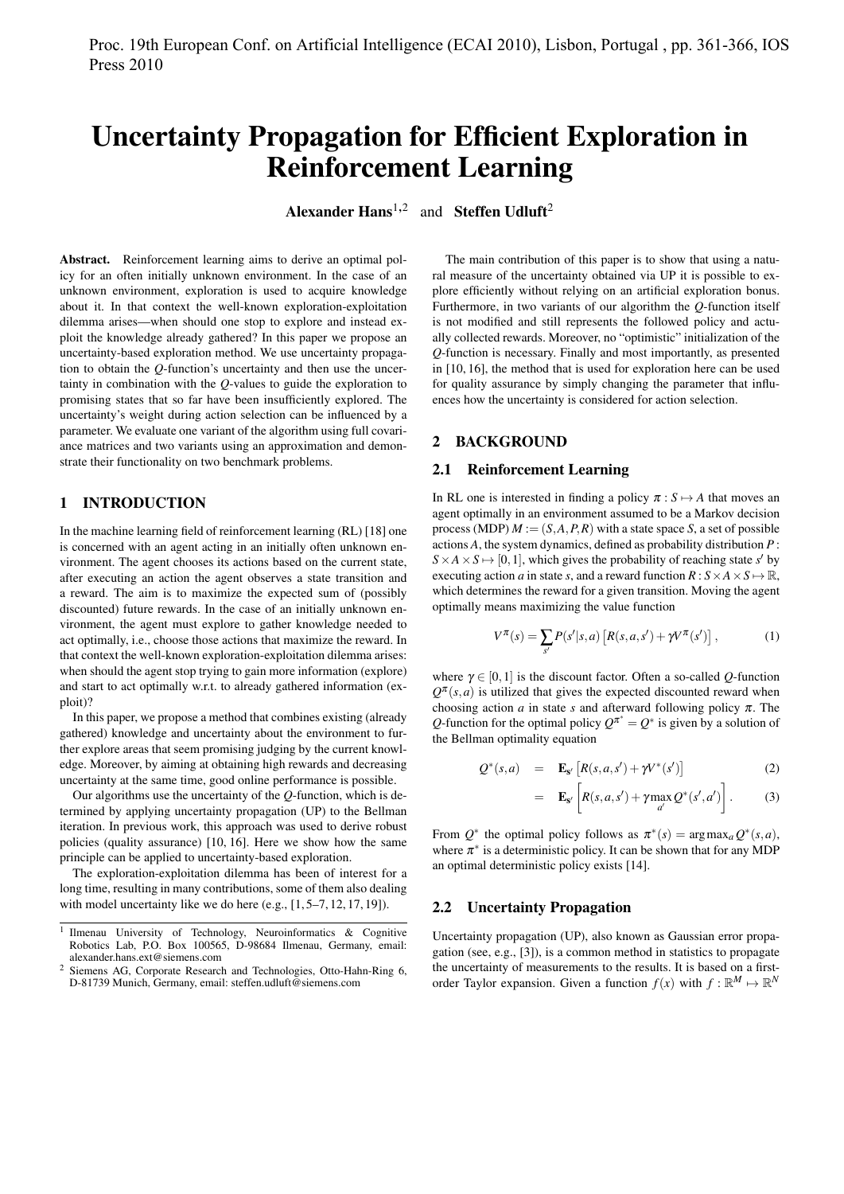# Uncertainty Propagation for Efficient Exploration in Reinforcement Learning

**Alexander Hans**[1,2] and **Steffen Udluft**[2]

**Abstract.** Reinforcement learning aims to derive an optimal policy for an often initially unknown environment. In the case of an unknown environment, exploration is used to acquire knowledge about it. In that context the well-known exploration-exploitation dilemma arises—when should one stop to explore and instead exploit the knowledge already gathered? In this paper we propose an uncertainty-based exploration method. We use uncertainty propagation to obtain the *Q*-function's uncertainty and then use the uncertainty in combination with the *Q*-values to guide the exploration to promising states that so far have been insufficiently explored. The uncertainty's weight during action selection can be influenced by a parameter. We evaluate one variant of the algorithm using full covariance matrices and two variants using an approximation and demonstrate their functionality on two benchmark problems.

## 1 INTRODUCTION

In the machine learning field of reinforcement learning (RL) [18] one is concerned with an agent acting in an initially often unknown environment. The agent chooses its actions based on the current state, after executing an action the agent observes a state transition and a reward. The aim is to maximize the expected sum of (possibly discounted) future rewards. In the case of an initially unknown environment, the agent must explore to gather knowledge needed to act optimally, i.e., choose those actions that maximize the reward. In that context the well-known exploration-exploitation dilemma arises: when should the agent stop trying to gain more information (explore) and start to act optimally w.r.t. to already gathered information (exploit)?

In this paper, we propose a method that combines existing (already gathered) knowledge and uncertainty about the environment to further explore areas that seem promising judging by the current knowledge. Moreover, by aiming at obtaining high rewards and decreasing uncertainty at the same time, good online performance is possible.

Our algorithms use the uncertainty of the *Q*-function, which is determined by applying uncertainty propagation (UP) to the Bellman iteration. In previous work, this approach was used to derive robust policies (quality assurance) [10, 16]. Here we show how the same principle can be applied to uncertainty-based exploration.

The exploration-exploitation dilemma has been of interest for a long time, resulting in many contributions, some of them also dealing with model uncertainty like we do here (e.g., [1, 5–7, 12, 17, 19]).

The main contribution of this paper is to show that using a natural measure of the uncertainty obtained via UP it is possible to explore efficiently without relying on an artificial exploration bonus. Furthermore, in two variants of our algorithm the *Q*-function itself is not modified and still represents the followed policy and actually collected rewards. Moreover, no "optimistic" initialization of the *Q*-function is necessary. Finally and most importantly, as presented in [10, 16], the method that is used for exploration here can be used for quality assurance by simply changing the parameter that influences how the uncertainty is considered for action selection.

## 2 BACKGROUND

### 2.1 Reinforcement Learning

In RL one is interested in finding a policy $\pi : S \mapsto A$ that moves an agent optimally in an environment assumed to be a Markov decision process (MDP) $M := (S, A, P, R)$ with a state space $S$, a set of possible actions $A$, the system dynamics, defined as probability distribution $P : S \times A \times S \mapsto [0, 1]$, which gives the probability of reaching state $s'$ by executing action $a$ in state $s$, and a reward function $R : S \times A \times S \mapsto \mathbb{R}$, which determines the reward for a given transition. Moving the agent optimally means maximizing the value function

$$V^{\pi}(s) = \sum_{s'} P(s'|s,a)\left[R(s,a,s') + \gamma V^{\pi}(s')\right], \quad (1)$$

where $\gamma \in [0, 1]$ is the discount factor. Often a so-called *Q*-function $Q^{\pi}(s,a)$ is utilized that gives the expected discounted reward when choosing action $a$ in state $s$ and afterward following policy $\pi$. The *Q*-function for the optimal policy $Q^{\pi^*} = Q^*$ is given by a solution of the Bellman optimality equation

$$\begin{aligned} Q^*(s,a) &= \mathbf{E}_{s'}\left[R(s,a,s') + \gamma V^*(s')\right] & (2) \\ &= \mathbf{E}_{s'}\left[R(s,a,s') + \gamma \max_{a'} Q^*(s',a')\right]. & (3) \end{aligned}$$

From $Q^*$ the optimal policy follows as $\pi^*(s) = \arg\max_a Q^*(s,a)$, where $\pi^*$ is a deterministic policy. It can be shown that for any MDP an optimal deterministic policy exists [14].

### 2.2 Uncertainty Propagation

Uncertainty propagation (UP), also known as Gaussian error propagation (see, e.g., [3]), is a common method in statistics to propagate the uncertainty of measurements to the results. It is based on a first-order Taylor expansion. Given a function $f(x)$ with $f : \mathbb{R}^M \mapsto \mathbb{R}^N$

---

[1] Ilmenau University of Technology, Neuroinformatics & Cognitive Robotics Lab, P.O. Box 100565, D-98684 Ilmenau, Germany, email: alexander.hans.ext@siemens.com

[2] Siemens AG, Corporate Research and Technologies, Otto-Hahn-Ring 6, D-81739 Munich, Germany, email: steffen.udluft@siemens.com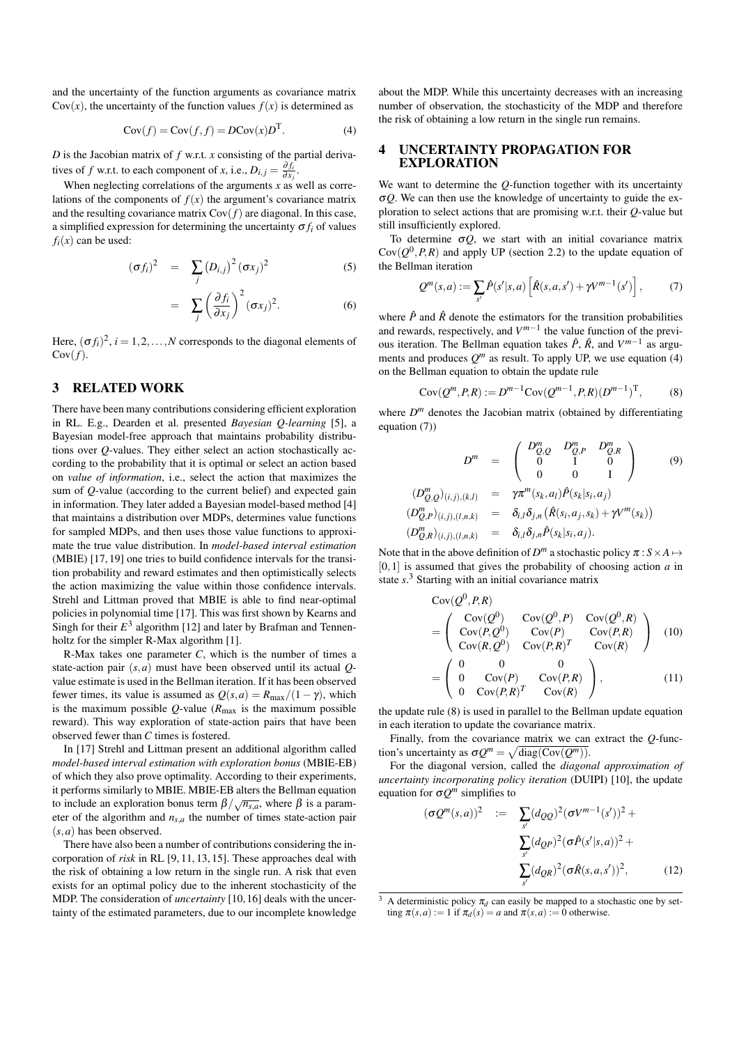and the uncertainty of the function arguments as covariance matrix $\mathrm{Cov}(x)$, the uncertainty of the function values $f(x)$ is determined as

$$\mathrm{Cov}(f) = \mathrm{Cov}(f, f) = D\mathrm{Cov}(x)D^{\mathrm{T}}. \tag{4}$$

$D$ is the Jacobian matrix of $f$ w.r.t. $x$ consisting of the partial derivatives of $f$ w.r.t. to each component of $x$, i.e., $D_{i,j} = \frac{\partial f_i}{\partial x_j}$.

When neglecting correlations of the arguments $x$ as well as correlations of the components of $f(x)$ the argument's covariance matrix and the resulting covariance matrix $\mathrm{Cov}(f)$ are diagonal. In this case, a simplified expression for determining the uncertainty $\sigma f_i$ of values $f_i(x)$ can be used:

$$(\sigma f_i)^2 = \sum_j \left(D_{i,j}\right)^2 (\sigma x_j)^2 \tag{5}$$

$$= \sum_j \left(\frac{\partial f_i}{\partial x_j}\right)^2 (\sigma x_j)^2. \tag{6}$$

Here, $(\sigma f_i)^2, i = 1, 2, \ldots, N$ corresponds to the diagonal elements of $\mathrm{Cov}(f)$.

## 3 RELATED WORK

There have been many contributions considering efficient exploration in RL. E.g., Dearden et al. presented *Bayesian Q-learning* [5], a Bayesian model-free approach that maintains probability distributions over $Q$-values. They either select an action stochastically according to the probability that it is optimal or select an action based on *value of information*, i.e., select the action that maximizes the sum of $Q$-value (according to the current belief) and expected gain in information. They later added a Bayesian model-based method [4] that maintains a distribution over MDPs, determines value functions for sampled MDPs, and then uses those value functions to approximate the true value distribution. In *model-based interval estimation* (MBIE) [17, 19] one tries to build confidence intervals for the transition probability and reward estimates and then optimistically selects the action maximizing the value within those confidence intervals. Strehl and Littman proved that MBIE is able to find near-optimal policies in polynomial time [17]. This was first shown by Kearns and Singh for their $E^3$ algorithm [12] and later by Brafman and Tennenholtz for the simpler R-Max algorithm [1].

R-Max takes one parameter $C$, which is the number of times a state-action pair $(s,a)$ must have been observed until its actual $Q$-value estimate is used in the Bellman iteration. If it has been observed fewer times, its value is assumed as $Q(s,a) = R_{\max}/(1-\gamma)$, which is the maximum possible $Q$-value ($R_{\max}$ is the maximum possible reward). This way exploration of state-action pairs that have been observed fewer than $C$ times is fostered.

In [17] Strehl and Littman present an additional algorithm called *model-based interval estimation with exploration bonus* (MBIE-EB) of which they also prove optimality. According to their experiments, it performs similarly to MBIE. MBIE-EB alters the Bellman equation to include an exploration bonus term $\beta/\sqrt{n_{s,a}}$, where $\beta$ is a parameter of the algorithm and $n_{s,a}$ the number of times state-action pair $(s,a)$ has been observed.

There have also been a number of contributions considering the incorporation of *risk* in RL [9, 11, 13, 15]. These approaches deal with the risk of obtaining a low return in the single run. A risk that even exists for an optimal policy due to the inherent stochasticity of the MDP. The consideration of *uncertainty* [10, 16] deals with the uncertainty of the estimated parameters, due to our incomplete knowledge about the MDP. While this uncertainty decreases with an increasing number of observation, the stochasticity of the MDP and therefore the risk of obtaining a low return in the single run remains.

## 4 UNCERTAINTY PROPAGATION FOR EXPLORATION

We want to determine the $Q$-function together with its uncertainty $\sigma Q$. We can then use the knowledge of uncertainty to guide the exploration to select actions that are promising w.r.t. their $Q$-value but still insufficiently explored.

To determine $\sigma Q$, we start with an initial covariance matrix $\mathrm{Cov}(Q^0, P, R)$ and apply UP (section 2.2) to the update equation of the Bellman iteration

$$Q^m(s,a) := \sum_{s'} \hat{P}(s'|s,a)\left[\hat{R}(s,a,s') + \gamma V^{m-1}(s')\right], \tag{7}$$

where $\hat{P}$ and $\hat{R}$ denote the estimators for the transition probabilities and rewards, respectively, and $V^{m-1}$ the value function of the previous iteration. The Bellman equation takes $\hat{P}$, $\hat{R}$, and $V^{m-1}$ as arguments and produces $Q^m$ as result. To apply UP, we use equation (4) on the Bellman equation to obtain the update rule

$$\mathrm{Cov}(Q^m, P, R) := D^{m-1}\mathrm{Cov}(Q^{m-1}, P, R)(D^{m-1})^{\mathrm{T}}, \tag{8}$$

where $D^m$ denotes the Jacobian matrix (obtained by differentiating equation (7))

$$D^m = \begin{pmatrix} D^m_{Q,Q} & D^m_{Q,P} & D^m_{Q,R} \\ 0 & \mathrm{I} & 0 \\ 0 & 0 & \mathrm{I} \end{pmatrix} \tag{9}$$

$$(D^m_{Q,Q})_{(i,j),(k,l)} = \gamma\pi^m(s_k,a_l)\hat{P}(s_k|s_i,a_j)$$

$$(D^m_{Q,P})_{(i,j),(l,n,k)} = \delta_{i,l}\delta_{j,n}\left(\hat{R}(s_i,a_j,s_k) + \gamma V^m(s_k)\right)$$

$$(D^m_{Q,R})_{(i,j),(l,n,k)} = \delta_{i,l}\delta_{j,n}\hat{P}(s_k|s_i,a_j).$$

Note that in the above definition of $D^m$ a stochastic policy $\pi : S \times A \mapsto [0,1]$ is assumed that gives the probability of choosing action $a$ in state $s$.[3] Starting with an initial covariance matrix

$$\mathrm{Cov}(Q^0, P, R) = \begin{pmatrix} \mathrm{Cov}(Q^0) & \mathrm{Cov}(Q^0,P) & \mathrm{Cov}(Q^0,R) \\ \mathrm{Cov}(P,Q^0) & \mathrm{Cov}(P) & \mathrm{Cov}(P,R) \\ \mathrm{Cov}(R,Q^0) & \mathrm{Cov}(P,R)^T & \mathrm{Cov}(R) \end{pmatrix} \tag{10}$$

$$= \begin{pmatrix} 0 & 0 & 0 \\ 0 & \mathrm{Cov}(P) & \mathrm{Cov}(P,R) \\ 0 & \mathrm{Cov}(P,R)^T & \mathrm{Cov}(R) \end{pmatrix}, \tag{11}$$

the update rule (8) is used in parallel to the Bellman update equation in each iteration to update the covariance matrix.

Finally, from the covariance matrix we can extract the $Q$-function's uncertainty as $\sigma Q^m = \sqrt{\mathrm{diag}(\mathrm{Cov}(Q^m))}$.

For the diagonal version, called the *diagonal approximation of uncertainty incorporating policy iteration* (DUIPI) [10], the update equation for $\sigma Q^m$ simplifies to

$$(\sigma Q^m(s,a))^2 := \sum_{s'}(d_{QQ})^2(\sigma V^{m-1}(s'))^2 + \sum_{s'}(d_{QP})^2(\sigma\hat{P}(s'|s,a))^2 + \sum_{s'}(d_{QR})^2(\sigma\hat{R}(s,a,s'))^2, \tag{12}$$

[3] A deterministic policy $\pi_d$ can easily be mapped to a stochastic one by setting $\pi(s,a) := 1$ if $\pi_d(s) = a$ and $\pi(s,a) := 0$ otherwise.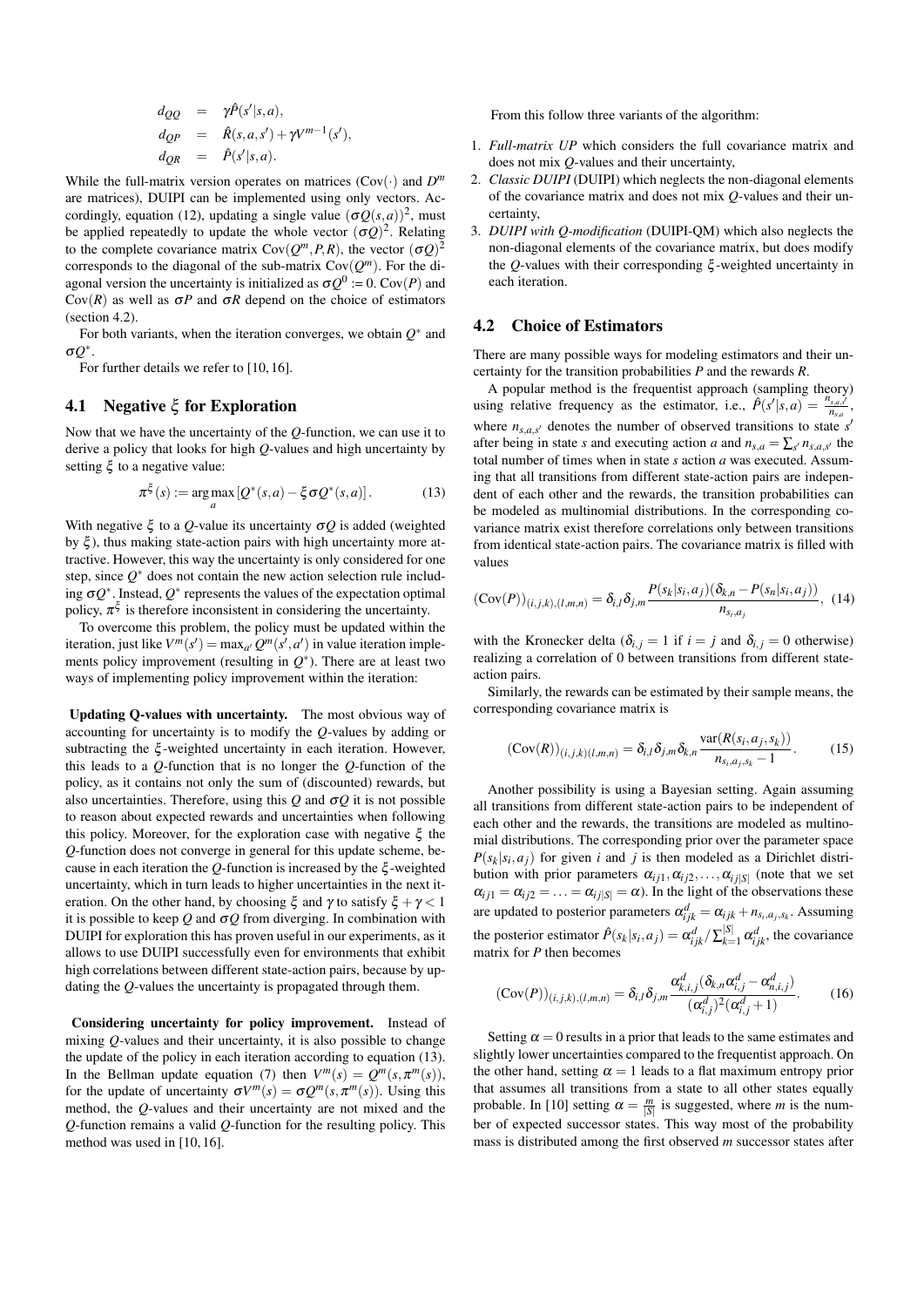$$
\begin{aligned}
d_{QQ} &= \gamma \hat{P}(s'|s,a), \\
d_{QP} &= \hat{R}(s,a,s') + \gamma V^{m-1}(s'), \\
d_{QR} &= \hat{P}(s'|s,a).
\end{aligned}
$$

While the full-matrix version operates on matrices ($\text{Cov}(\cdot)$ and $D^m$ are matrices), DUIPI can be implemented using only vectors. Accordingly, equation (12), updating a single value $(\sigma Q(s,a))^2$, must be applied repeatedly to update the whole vector $(\sigma Q)^2$. Relating to the complete covariance matrix $\text{Cov}(Q^m, P, R)$, the vector $(\sigma Q)^2$ corresponds to the diagonal of the sub-matrix $\text{Cov}(Q^m)$. For the diagonal version the uncertainty is initialized as $\sigma Q^0 := 0$. $\text{Cov}(P)$ and $\text{Cov}(R)$ as well as $\sigma P$ and $\sigma R$ depend on the choice of estimators (section 4.2).

For both variants, when the iteration converges, we obtain $Q^*$ and $\sigma Q^*$.

For further details we refer to [10, 16].

## 4.1 Negative $\xi$ for Exploration

Now that we have the uncertainty of the $Q$-function, we can use it to derive a policy that looks for high $Q$-values and high uncertainty by setting $\xi$ to a negative value:

$$
\pi^{\xi}(s) := \arg\max_a \left[ Q^*(s,a) - \xi \sigma Q^*(s,a) \right]. \tag{13}
$$

With negative $\xi$ to a $Q$-value its uncertainty $\sigma Q$ is added (weighted by $\xi$), thus making state-action pairs with high uncertainty more attractive. However, this way the uncertainty is only considered for one step, since $Q^*$ does not contain the new action selection rule including $\sigma Q^*$. Instead, $Q^*$ represents the values of the expectation optimal policy, $\pi^{\xi}$ is therefore inconsistent in considering the uncertainty.

To overcome this problem, the policy must be updated within the iteration, just like $V^m(s') = \max_{a'} Q^m(s',a')$ in value iteration implements policy improvement (resulting in $Q^*$). There are at least two ways of implementing policy improvement within the iteration:

**Updating Q-values with uncertainty.** The most obvious way of accounting for uncertainty is to modify the $Q$-values by adding or subtracting the $\xi$-weighted uncertainty in each iteration. However, this leads to a $Q$-function that is no longer the $Q$-function of the policy, as it contains not only the sum of (discounted) rewards, but also uncertainties. Therefore, using this $Q$ and $\sigma Q$ it is not possible to reason about expected rewards and uncertainties when following this policy. Moreover, for the exploration case with negative $\xi$ the $Q$-function does not converge in general for this update scheme, because in each iteration the $Q$-function is increased by the $\xi$-weighted uncertainty, which in turn leads to higher uncertainties in the next iteration. On the other hand, by choosing $\xi$ and $\gamma$ to satisfy $\xi + \gamma < 1$ it is possible to keep $Q$ and $\sigma Q$ from diverging. In combination with DUIPI for exploration this has proven useful in our experiments, as it allows to use DUIPI successfully even for environments that exhibit high correlations between different state-action pairs, because by updating the $Q$-values the uncertainty is propagated through them.

**Considering uncertainty for policy improvement.** Instead of mixing $Q$-values and their uncertainty, it is also possible to change the update of the policy in each iteration according to equation (13). In the Bellman update equation (7) then $V^m(s) = Q^m(s, \pi^m(s))$, for the update of uncertainty $\sigma V^m(s) = \sigma Q^m(s, \pi^m(s))$. Using this method, the $Q$-values and their uncertainty are not mixed and the $Q$-function remains a valid $Q$-function for the resulting policy. This method was used in [10, 16].

From this follow three variants of the algorithm:

1. *Full-matrix UP* which considers the full covariance matrix and does not mix $Q$-values and their uncertainty,
2. *Classic DUIPI* (DUIPI) which neglects the non-diagonal elements of the covariance matrix and does not mix $Q$-values and their uncertainty,
3. *DUIPI with Q-modification* (DUIPI-QM) which also neglects the non-diagonal elements of the covariance matrix, but does modify the $Q$-values with their corresponding $\xi$-weighted uncertainty in each iteration.

## 4.2 Choice of Estimators

There are many possible ways for modeling estimators and their uncertainty for the transition probabilities $P$ and the rewards $R$.

A popular method is the frequentist approach (sampling theory) using relative frequency as the estimator, i.e., $\hat{P}(s'|s,a) = \frac{n_{s,a,s'}}{n_{s,a}}$, where $n_{s,a,s'}$ denotes the number of observed transitions to state $s'$ after being in state $s$ and executing action $a$ and $n_{s,a} = \sum_{s'} n_{s,a,s'}$ the total number of times when in state $s$ action $a$ was executed. Assuming that all transitions from different state-action pairs are independent of each other and the rewards, the transition probabilities can be modeled as multinomial distributions. In the corresponding covariance matrix exist therefore correlations only between transitions from identical state-action pairs. The covariance matrix is filled with values

$$
(\text{Cov}(P))_{(i,j,k),(l,m,n)} = \delta_{i,l}\delta_{j,m} \frac{P(s_k|s_i,a_j)(\delta_{k,n} - P(s_n|s_i,a_j))}{n_{s_i,a_j}}, \tag{14}
$$

with the Kronecker delta ($\delta_{i,j} = 1$ if $i = j$ and $\delta_{i,j} = 0$ otherwise) realizing a correlation of 0 between transitions from different state-action pairs.

Similarly, the rewards can be estimated by their sample means, the corresponding covariance matrix is

$$
(\text{Cov}(R))_{(i,j,k)(l,m,n)} = \delta_{i,l}\delta_{j,m}\delta_{k,n} \frac{\text{var}(R(s_i,a_j,s_k))}{n_{s_i,a_j,s_k} - 1}. \tag{15}
$$

Another possibility is using a Bayesian setting. Again assuming all transitions from different state-action pairs to be independent of each other and the rewards, the transitions are modeled as multinomial distributions. The corresponding prior over the parameter space $P(s_k|s_i,a_j)$ for given $i$ and $j$ is then modeled as a Dirichlet distribution with prior parameters $\alpha_{ij1}, \alpha_{ij2}, \ldots, \alpha_{ij|S|}$ (note that we set $\alpha_{ij1} = \alpha_{ij2} = \ldots = \alpha_{ij|S|} = \alpha$). In the light of the observations these are updated to posterior parameters $\alpha^d_{ijk} = \alpha_{ijk} + n_{s_i,a_j,s_k}$. Assuming the posterior estimator $\hat{P}(s_k|s_i,a_j) = \alpha^d_{ijk} / \sum_{k=1}^{|S|} \alpha^d_{ijk}$, the covariance matrix for $P$ then becomes

$$
(\text{Cov}(P))_{(i,j,k),(l,m,n)} = \delta_{i,l}\delta_{j,m} \frac{\alpha^d_{k,i,j}(\delta_{k,n}\alpha^d_{i,j} - \alpha^d_{n,i,j})}{(\alpha^d_{i,j})^2(\alpha^d_{i,j} + 1)}. \tag{16}
$$

Setting $\alpha = 0$ results in a prior that leads to the same estimates and slightly lower uncertainties compared to the frequentist approach. On the other hand, setting $\alpha = 1$ leads to a flat maximum entropy prior that assumes all transitions from a state to all other states equally probable. In [10] setting $\alpha = \frac{m}{|S|}$ is suggested, where $m$ is the number of expected successor states. This way most of the probability mass is distributed among the first observed $m$ successor states after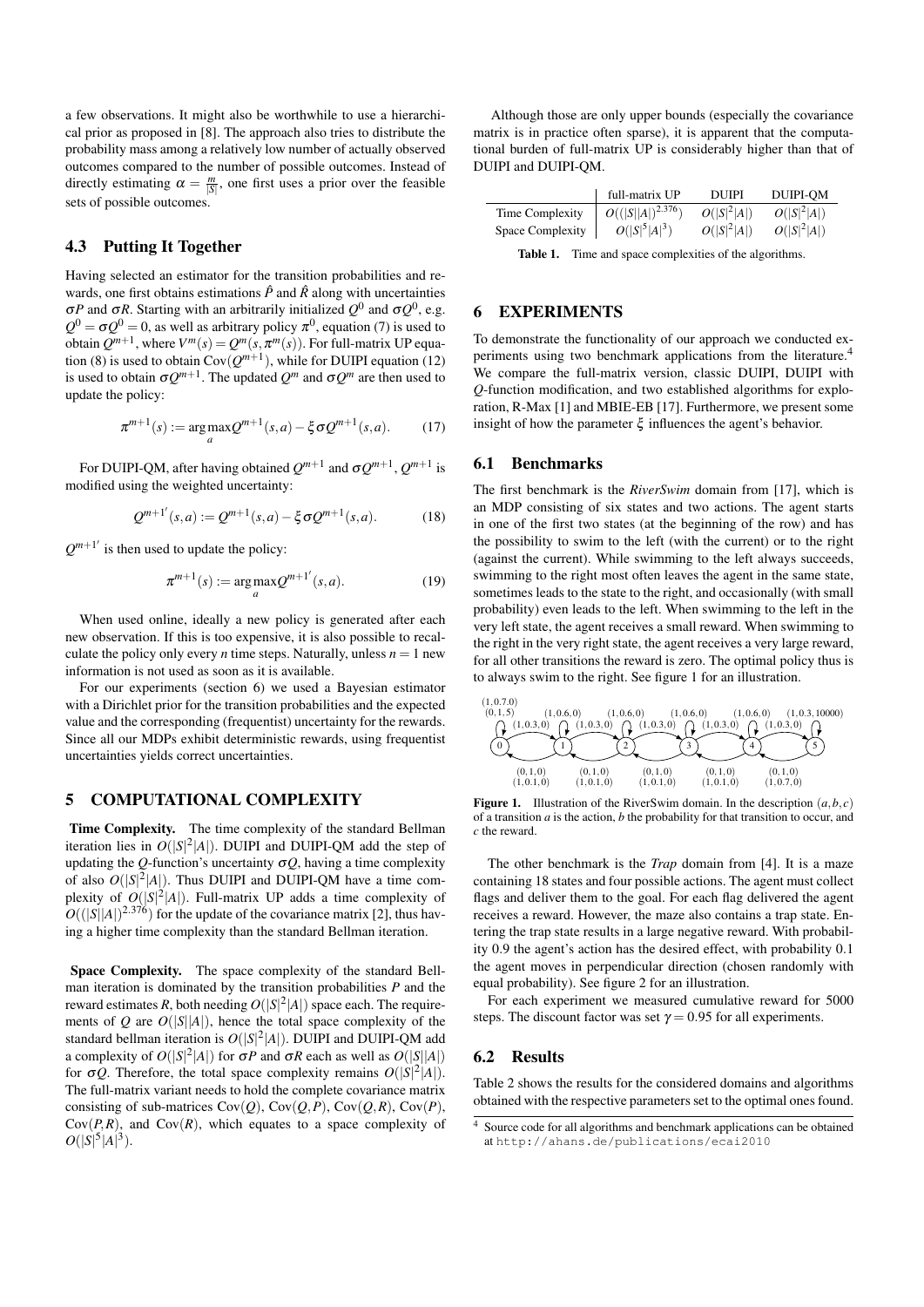a few observations. It might also be worthwhile to use a hierarchical prior as proposed in [8]. The approach also tries to distribute the probability mass among a relatively low number of actually observed outcomes compared to the number of possible outcomes. Instead of directly estimating $\alpha = \frac{m}{|S|}$, one first uses a prior over the feasible sets of possible outcomes.

### 4.3 Putting It Together

Having selected an estimator for the transition probabilities and rewards, one first obtains estimations $\hat{P}$ and $\hat{R}$ along with uncertainties $\sigma P$ and $\sigma R$. Starting with an arbitrarily initialized $Q^0$ and $\sigma Q^0$, e.g. $Q^0 = \sigma Q^0 = 0$, as well as arbitrary policy $\pi^0$, equation (7) is used to obtain $Q^{m+1}$, where $V^m(s) = Q^m(s, \pi^m(s))$. For full-matrix UP equation (8) is used to obtain $\mathrm{Cov}(Q^{m+1})$, while for DUIPI equation (12) is used to obtain $\sigma Q^{m+1}$. The updated $Q^m$ and $\sigma Q^m$ are then used to update the policy:

$$\pi^{m+1}(s) := \arg\max_a Q^{m+1}(s,a) - \xi \sigma Q^{m+1}(s,a). \tag{17}$$

For DUIPI-QM, after having obtained $Q^{m+1}$ and $\sigma Q^{m+1}$, $Q^{m+1}$ is modified using the weighted uncertainty:

$$Q^{m+1'}(s,a) := Q^{m+1}(s,a) - \xi \sigma Q^{m+1}(s,a). \tag{18}$$

$Q^{m+1'}$ is then used to update the policy:

$$\pi^{m+1}(s) := \arg\max_a Q^{m+1'}(s,a). \tag{19}$$

When used online, ideally a new policy is generated after each new observation. If this is too expensive, it is also possible to recalculate the policy only every $n$ time steps. Naturally, unless $n = 1$ new information is not used as soon as it is available.

For our experiments (section 6) we used a Bayesian estimator with a Dirichlet prior for the transition probabilities and the expected value and the corresponding (frequentist) uncertainty for the rewards. Since all our MDPs exhibit deterministic rewards, using frequentist uncertainties yields correct uncertainties.

## 5 COMPUTATIONAL COMPLEXITY

**Time Complexity.** The time complexity of the standard Bellman iteration lies in $O(|S|^2|A|)$. DUIPI and DUIPI-QM add the step of updating the $Q$-function's uncertainty $\sigma Q$, having a time complexity of also $O(|S|^2|A|)$. Thus DUIPI and DUIPI-QM have a time complexity of $O(|S|^2|A|)$. Full-matrix UP adds a time complexity of $O((|S||A|)^{2.376})$ for the update of the covariance matrix [2], thus having a higher time complexity than the standard Bellman iteration.

**Space Complexity.** The space complexity of the standard Bellman iteration is dominated by the transition probabilities $P$ and the reward estimates $R$, both needing $O(|S|^2|A|)$ space each. The requirements of $Q$ are $O(|S||A|)$, hence the total space complexity of the standard bellman iteration is $O(|S|^2|A|)$. DUIPI and DUIPI-QM add a complexity of $O(|S|^2|A|)$ for $\sigma P$ and $\sigma R$ each as well as $O(|S||A|)$ for $\sigma Q$. Therefore, the total space complexity remains $O(|S|^2|A|)$. The full-matrix variant needs to hold the complete covariance matrix consisting of sub-matrices $\mathrm{Cov}(Q)$, $\mathrm{Cov}(Q,P)$, $\mathrm{Cov}(Q,R)$, $\mathrm{Cov}(P)$, $\mathrm{Cov}(P,R)$, and $\mathrm{Cov}(R)$, which equates to a space complexity of $O(|S|^5|A|^3)$.

Although those are only upper bounds (especially the covariance matrix is in practice often sparse), it is apparent that the computational burden of full-matrix UP is considerably higher than that of DUIPI and DUIPI-QM.

| | full-matrix UP | DUIPI | DUIPI-QM |
|---|---|---|---|
| Time Complexity | $O((\lvert S\rvert\lvert A\rvert)^{2.376})$ | $O(\lvert S\rvert^2\lvert A\rvert)$ | $O(\lvert S\rvert^2\lvert A\rvert)$ |
| Space Complexity | $O(\lvert S\rvert^5\lvert A\rvert^3)$ | $O(\lvert S\rvert^2\lvert A\rvert)$ | $O(\lvert S\rvert^2\lvert A\rvert)$ |

**Table 1.** Time and space complexities of the algorithms.

## 6 EXPERIMENTS

To demonstrate the functionality of our approach we conducted experiments using two benchmark applications from the literature.[4] We compare the full-matrix version, classic DUIPI, DUIPI with $Q$-function modification, and two established algorithms for exploration, R-Max [1] and MBIE-EB [17]. Furthermore, we present some insight of how the parameter $\xi$ influences the agent's behavior.

### 6.1 Benchmarks

The first benchmark is the *RiverSwim* domain from [17], which is an MDP consisting of six states and two actions. The agent starts in one of the first two states (at the beginning of the row) and has the possibility to swim to the left (with the current) or to the right (against the current). While swimming to the left always succeeds, swimming to the right most often leaves the agent in the same state, sometimes leads to the state to the right, and occasionally (with small probability) even leads to the left. When swimming to the left in the very left state, the agent receives a small reward. When swimming to the right in the very right state, the agent receives a very large reward, for all other transitions the reward is zero. The optimal policy thus is to always swim to the right. See figure 1 for an illustration.

**Figure 1.** Illustration of the RiverSwim domain. In the description $(a,b,c)$ of a transition $a$ is the action, $b$ the probability for that transition to occur, and $c$ the reward.

The other benchmark is the *Trap* domain from [4]. It is a maze containing 18 states and four possible actions. The agent must collect flags and deliver them to the goal. For each flag delivered the agent receives a reward. However, the maze also contains a trap state. Entering the trap state results in a large negative reward. With probability 0.9 the agent's action has the desired effect, with probability 0.1 the agent moves in perpendicular direction (chosen randomly with equal probability). See figure 2 for an illustration.

For each experiment we measured cumulative reward for 5000 steps. The discount factor was set $\gamma = 0.95$ for all experiments.

### 6.2 Results

Table 2 shows the results for the considered domains and algorithms obtained with the respective parameters set to the optimal ones found.

[4] Source code for all algorithms and benchmark applications can be obtained at http://ahans.de/publications/ecai2010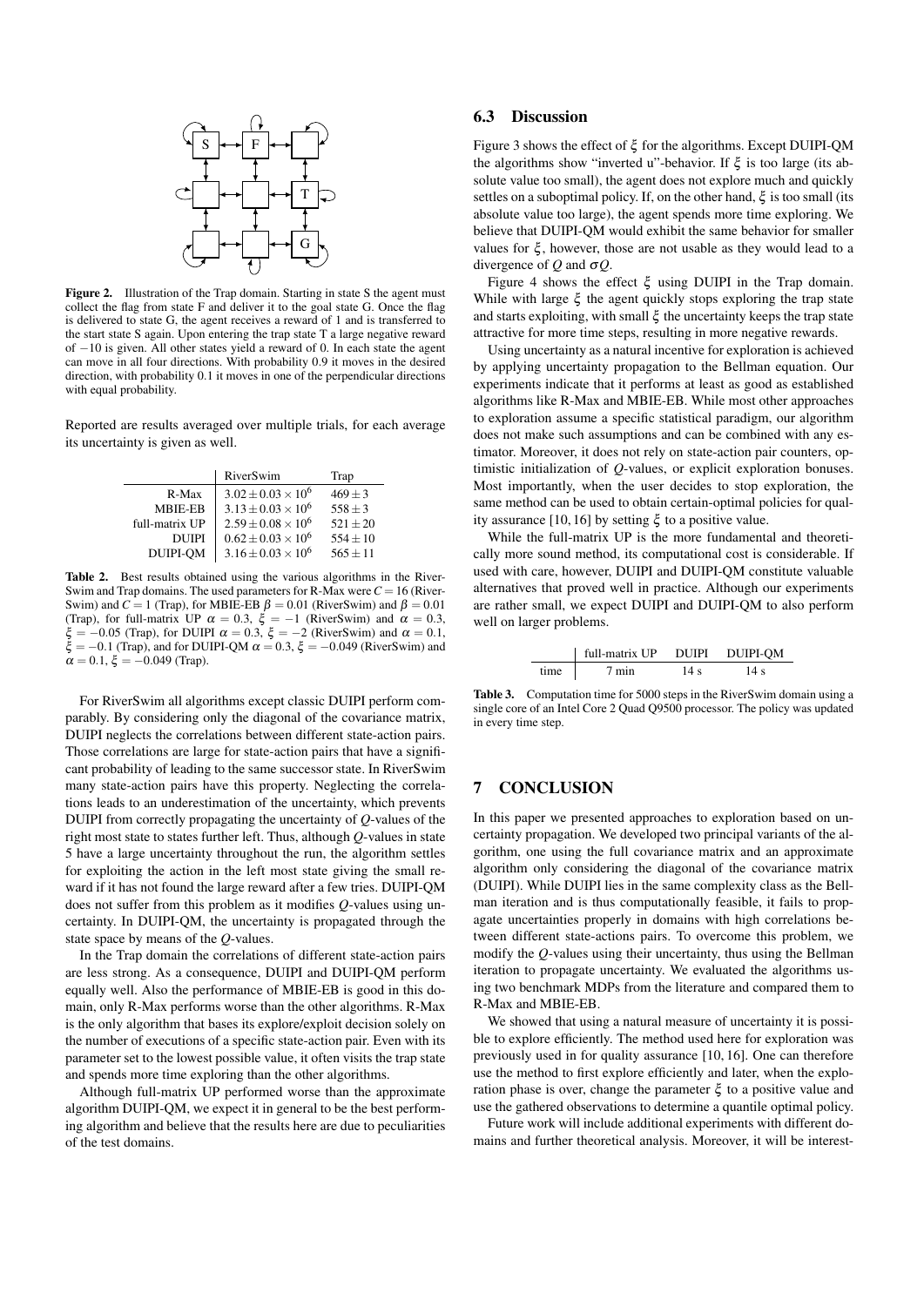S F T G

Figure 2. Illustration of the Trap domain. Starting in state S the agent must collect the flag from state F and deliver it to the goal state G. Once the flag is delivered to state G, the agent receives a reward of 1 and is transferred to the start state S again. Upon entering the trap state T a large negative reward of $-10$ is given. All other states yield a reward of 0. In each state the agent can move in all four directions. With probability 0.9 it moves in the desired direction, with probability 0.1 it moves in one of the perpendicular directions with equal probability.

Reported are results averaged over multiple trials, for each average its uncertainty is given as well.

| | RiverSwim | Trap |
|---|---|---|
| R-Max | $3.02 \pm 0.03 \times 10^6$ | $469 \pm 3$ |
| MBIE-EB | $3.13 \pm 0.03 \times 10^6$ | $558 \pm 3$ |
| full-matrix UP | $2.59 \pm 0.08 \times 10^6$ | $521 \pm 20$ |
| DUIPI | $0.62 \pm 0.03 \times 10^6$ | $554 \pm 10$ |
| DUIPI-QM | $3.16 \pm 0.03 \times 10^6$ | $565 \pm 11$ |

Table 2. Best results obtained using the various algorithms in the RiverSwim and Trap domains. The used parameters for R-Max were $C = 16$ (RiverSwim) and $C = 1$ (Trap), for MBIE-EB $\beta = 0.01$ (RiverSwim) and $\beta = 0.01$ (Trap), for full-matrix UP $\alpha = 0.3$, $\xi = -1$ (RiverSwim) and $\alpha = 0.3$, $\xi = -0.05$ (Trap), for DUIPI $\alpha = 0.3$, $\xi = -2$ (RiverSwim) and $\alpha = 0.1$, $\xi = -0.1$ (Trap), and for DUIPI-QM $\alpha = 0.3$, $\xi = -0.049$ (RiverSwim) and $\alpha = 0.1$, $\xi = -0.049$ (Trap).

For RiverSwim all algorithms except classic DUIPI perform comparably. By considering only the diagonal of the covariance matrix, DUIPI neglects the correlations between different state-action pairs. Those correlations are large for state-action pairs that have a significant probability of leading to the same successor state. In RiverSwim many state-action pairs have this property. Neglecting the correlations leads to an underestimation of the uncertainty, which prevents DUIPI from correctly propagating the uncertainty of $Q$-values of the right most state to states further left. Thus, although $Q$-values in state 5 have a large uncertainty throughout the run, the algorithm settles for exploiting the action in the left most state giving the small reward if it has not found the large reward after a few tries. DUIPI-QM does not suffer from this problem as it modifies $Q$-values using uncertainty. In DUIPI-QM, the uncertainty is propagated through the state space by means of the $Q$-values.

In the Trap domain the correlations of different state-action pairs are less strong. As a consequence, DUIPI and DUIPI-QM perform equally well. Also the performance of MBIE-EB is good in this domain, only R-Max performs worse than the other algorithms. R-Max is the only algorithm that bases its explore/exploit decision solely on the number of executions of a specific state-action pair. Even with its parameter set to the lowest possible value, it often visits the trap state and spends more time exploring than the other algorithms.

Although full-matrix UP performed worse than the approximate algorithm DUIPI-QM, we expect it in general to be the best performing algorithm and believe that the results here are due to peculiarities of the test domains.

## 6.3 Discussion

Figure 3 shows the effect of $\xi$ for the algorithms. Except DUIPI-QM the algorithms show "inverted u"-behavior. If $\xi$ is too large (its absolute value too small), the agent does not explore much and quickly settles on a suboptimal policy. If, on the other hand, $\xi$ is too small (its absolute value too large), the agent spends more time exploring. We believe that DUIPI-QM would exhibit the same behavior for smaller values for $\xi$, however, those are not usable as they would lead to a divergence of $Q$ and $\sigma Q$.

Figure 4 shows the effect $\xi$ using DUIPI in the Trap domain. While with large $\xi$ the agent quickly stops exploring the trap state and starts exploiting, with small $\xi$ the uncertainty keeps the trap state attractive for more time steps, resulting in more negative rewards.

Using uncertainty as a natural incentive for exploration is achieved by applying uncertainty propagation to the Bellman equation. Our experiments indicate that it performs at least as good as established algorithms like R-Max and MBIE-EB. While most other approaches to exploration assume a specific statistical paradigm, our algorithm does not make such assumptions and can be combined with any estimator. Moreover, it does not rely on state-action pair counters, optimistic initialization of $Q$-values, or explicit exploration bonuses. Most importantly, when the user decides to stop exploration, the same method can be used to obtain certain-optimal policies for quality assurance [10, 16] by setting $\xi$ to a positive value.

While the full-matrix UP is the more fundamental and theoretically more sound method, its computational cost is considerable. If used with care, however, DUIPI and DUIPI-QM constitute valuable alternatives that proved well in practice. Although our experiments are rather small, we expect DUIPI and DUIPI-QM to also perform well on larger problems.

| | full-matrix UP | DUIPI | DUIPI-QM |
|---|---|---|---|
| time | 7 min | 14 s | 14 s |

Table 3. Computation time for 5000 steps in the RiverSwim domain using a single core of an Intel Core 2 Quad Q9500 processor. The policy was updated in every time step.

# 7 CONCLUSION

In this paper we presented approaches to exploration based on uncertainty propagation. We developed two principal variants of the algorithm, one using the full covariance matrix and an approximate algorithm only considering the diagonal of the covariance matrix (DUIPI). While DUIPI lies in the same complexity class as the Bellman iteration and is thus computationally feasible, it fails to propagate uncertainties properly in domains with high correlations between different state-actions pairs. To overcome this problem, we modify the $Q$-values using their uncertainty, thus using the Bellman iteration to propagate uncertainty. We evaluated the algorithms using two benchmark MDPs from the literature and compared them to R-Max and MBIE-EB.

We showed that using a natural measure of uncertainty it is possible to explore efficiently. The method used here for exploration was previously used in for quality assurance [10, 16]. One can therefore use the method to first explore efficiently and later, when the exploration phase is over, change the parameter $\xi$ to a positive value and use the gathered observations to determine a quantile optimal policy.

Future work will include additional experiments with different domains and further theoretical analysis. Moreover, it will be interest-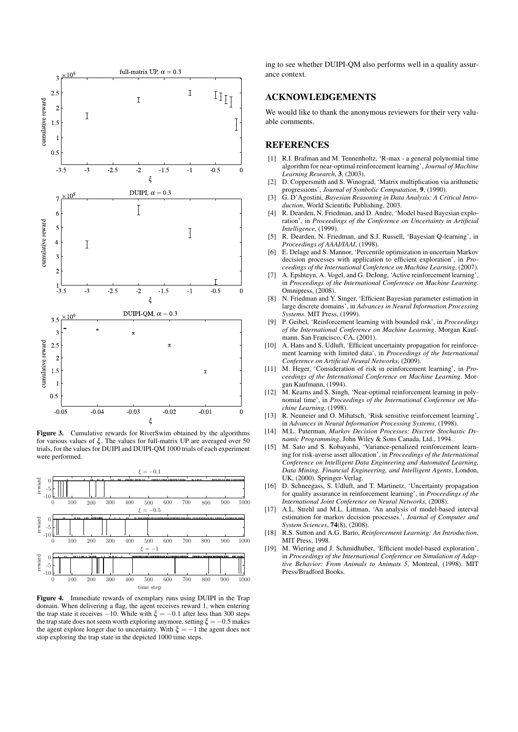full-matrix UP, $\alpha = 0.3$

$\times 10^6$

cumulative reward

3
2.5
2
1.5
1
0.5

-3.5 -3 -2.5 -2 -1.5 -1 -0.5 0

$\xi$

DUIPI, $\alpha = 0.3$

$\times 10^5$

cumulative reward

7
6
5
4
3
2
1

-3.5 -3 -2.5 -2 -1.5 -1 -0.5 0

$\xi$

DUIPI-QM, $\alpha = 0.3$

$\times 10^6$

cumulative reward

3.5
3
2.5
2
1.5
1
0.5

-0.05 -0.04 -0.03 -0.02 -0.01 0

$\xi$

**Figure 3.** Cumulative rewards for RiverSwim obtained by the algorithms for various values of $\xi$. The values for full-matrix UP are averaged over 50 trials, for the values for DUIPI and DUIPI-QM 1000 trials of each experiment were performed.

$\xi = -0.1$

reward

0
-5
-10

0 100 200 300 400 500 600 700 800 900 1000

$\xi = -0.5$

reward

0
-5
-10

0 100 200 300 400 500 600 700 800 900 1000

$\xi = -1$

reward

0
-5
-10

0 100 200 300 400 500 600 700 800 900 1000

time step

**Figure 4.** Immediate rewards of exemplary runs using DUIPI in the Trap domain. When delivering a flag, the agent receives reward 1, when entering the trap state it receives $-10$. While with $\xi = -0.1$ after less than 300 steps the trap state does not seem worth exploring anymore, setting $\xi = -0.5$ makes the agent explore longer due to uncertainty. With $\xi = -1$ the agent does not stop exploring the trap state in the depicted 1000 time steps.

ing to see whether DUIPI-QM also performs well in a quality assurance context.

## ACKNOWLEDGEMENTS

We would like to thank the anonymous reviewers for their very valuable comments.

## REFERENCES

[1] R.I. Brafman and M. Tennenholtz, 'R-max - a general polynomial time algorithm for near-optimal reinforcement learning', *Journal of Machine Learning Research*, **3**, (2003).

[2] D. Coppersmith and S. Winograd, 'Matrix multiplication via arithmetic progressions', *Journal of Symbolic Computation*, **9**, (1990).

[3] G. D'Agostini, *Bayesian Reasoning in Data Analysis: A Critical Introduction*, World Scientific Publishing, 2003.

[4] R. Dearden, N. Friedman, and D. Andre, 'Model based Bayesian exploration', in *Proceedings of the Conference on Uncertainty in Artificial Intelligence*, (1999).

[5] R. Dearden, N. Friedman, and S.J. Russell, 'Bayesian Q-learning', in *Proceedings of AAAI/IAAI*, (1998).

[6] E. Delage and S. Mannor, 'Percentile optimization in uncertain Markov decision processes with application to efficient exploration', in *Proceedings of the International Conference on Machine Learning*, (2007).

[7] A. Epshteyn, A. Vogel, and G. DeJong, 'Active reinforcement learning', in *Proceedings of the International Conference on Machine Learning*. Omnipress, (2008).

[8] N. Friedman and Y. Singer, 'Efficient Bayesian parameter estimation in large discrete domains', in *Advances in Neural Information Processing Systems*. MIT Press, (1999).

[9] P. Geibel, 'Reinforcement learning with bounded risk', in *Proceedings of the International Conference on Machine Learning*. Morgan Kaufmann, San Francisco, CA, (2001).

[10] A. Hans and S. Udluft, 'Efficient uncertainty propagation for reinforcement learning with limited data', in *Proceedings of the International Conference on Artificial Neural Networks*, (2009).

[11] M. Heger, 'Consideration of risk in reinforcement learning', in *Proceedings of the International Conference on Machine Learning*. Morgan Kaufmann, (1994).

[12] M. Kearns and S. Singh, 'Near-optimal reinforcement learning in polynomial time', in *Proceedings of the International Conference on Machine Learning*, (1998).

[13] R. Neuneier and O. Mihatsch, 'Risk sensitive reinforcement learning', in *Advances in Neural Information Processing Systems*, (1998).

[14] M.L. Puterman, *Markov Decision Processes: Discrete Stochastic Dynamic Programming*, John Wiley & Sons Canada, Ltd., 1994.

[15] M. Sato and S. Kobayashi, 'Variance-penalized reinforcement learning for risk-averse asset allocation', in *Proceedings of the International Conference on Intelligent Data Engineering and Automated Learning, Data Mining, Financial Engineering, and Intelligent Agents*, London, UK, (2000). Springer-Verlag.

[16] D. Schneegass, S. Udluft, and T. Martinetz, 'Uncertainty propagation for quality assurance in reinforcement learning', in *Proceedings of the International Joint Conference on Neural Networks*, (2008).

[17] A.L. Strehl and M.L. Littman, 'An analysis of model-based interval estimation for markov decision processes.', *Journal of Computer and System Sciences*, **74**(8), (2008).

[18] R.S. Sutton and A.G. Barto, *Reinforcement Learning: An Introduction*, MIT Press, 1998.

[19] M. Wiering and J. Schmidhuber, 'Efficient model-based exploration', in *Proceedings of the International Conference on Simulation of Adaptive Behavior: From Animals to Animats 5*, Montreal, (1998). MIT Press/Bradford Books.